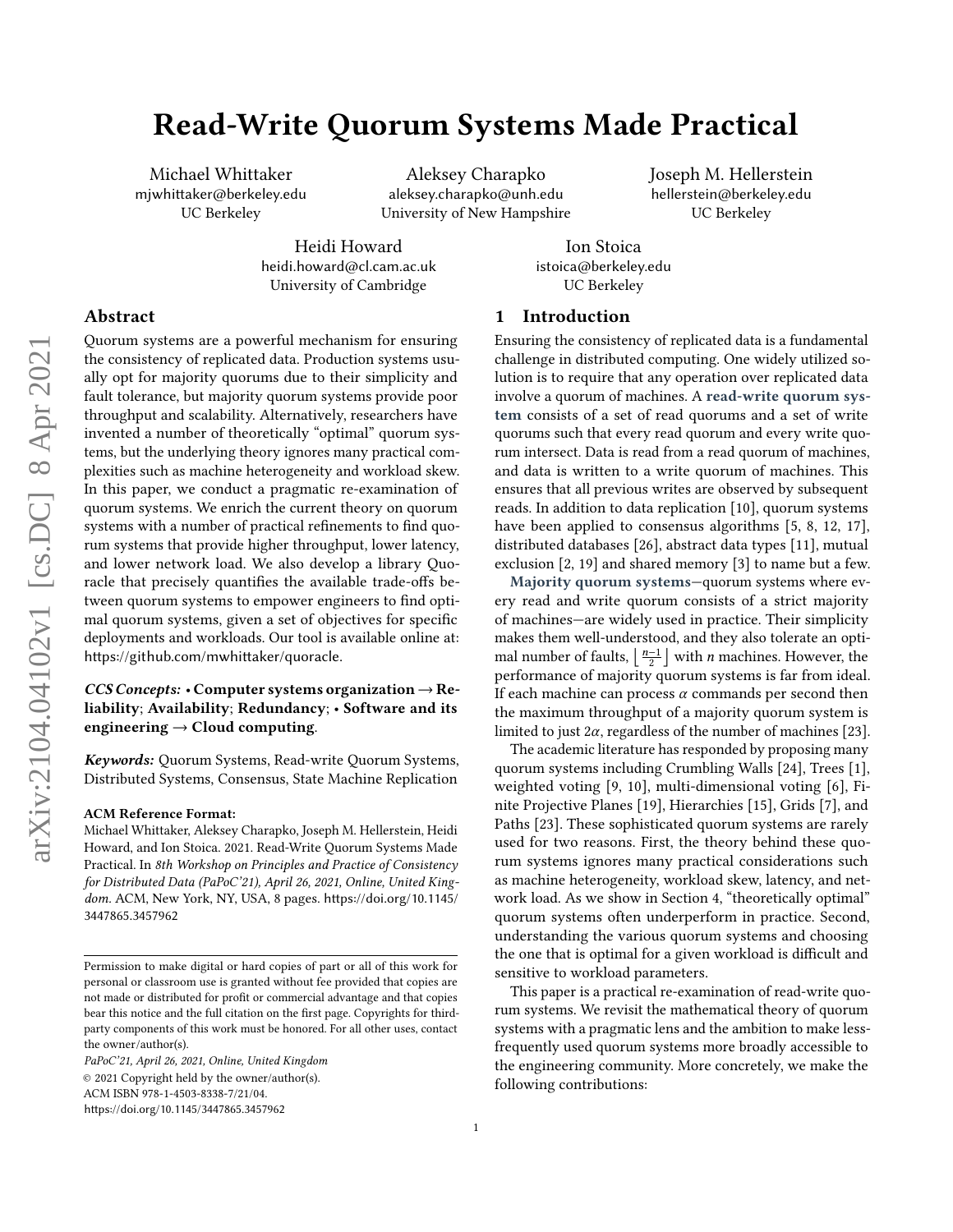# Read-Write Quorum Systems Made Practical

Michael Whittaker
mjwhittaker@berkeley.edu
UC Berkeley

Aleksey Charapko
aleksey.charapko@unh.edu
University of New Hampshire

Joseph M. Hellerstein
hellerstein@berkeley.edu
UC Berkeley

Heidi Howard
heidi.howard@cl.cam.ac.uk
University of Cambridge

Ion Stoica
istoica@berkeley.edu
UC Berkeley

## Abstract

Quorum systems are a powerful mechanism for ensuring the consistency of replicated data. Production systems usually opt for majority quorums due to their simplicity and fault tolerance, but majority quorum systems provide poor throughput and scalability. Alternatively, researchers have invented a number of theoretically "optimal" quorum systems, but the underlying theory ignores many practical complexities such as machine heterogeneity and workload skew. In this paper, we conduct a pragmatic re-examination of quorum systems. We enrich the current theory on quorum systems with a number of practical refinements to find quorum systems that provide higher throughput, lower latency, and lower network load. We also develop a library Quoracle that precisely quantifies the available trade-offs between quorum systems to empower engineers to find optimal quorum systems, given a set of objectives for specific deployments and workloads. Our tool is available online at: https://github.com/mwhittaker/quoracle.

***CCS Concepts:*** • **Computer systems organization** → **Reliability**; **Availability**; **Redundancy**; • **Software and its engineering** → **Cloud computing**.

***Keywords:*** Quorum Systems, Read-write Quorum Systems, Distributed Systems, Consensus, State Machine Replication

**ACM Reference Format:**
Michael Whittaker, Aleksey Charapko, Joseph M. Hellerstein, Heidi Howard, and Ion Stoica. 2021. Read-Write Quorum Systems Made Practical. In *8th Workshop on Principles and Practice of Consistency for Distributed Data (PaPoC'21), April 26, 2021, Online, United Kingdom.* ACM, New York, NY, USA, 8 pages. https://doi.org/10.1145/3447865.3457962

Permission to make digital or hard copies of part or all of this work for personal or classroom use is granted without fee provided that copies are not made or distributed for profit or commercial advantage and that copies bear this notice and the full citation on the first page. Copyrights for third-party components of this work must be honored. For all other uses, contact the owner/author(s).
*PaPoC'21, April 26, 2021, Online, United Kingdom*
© 2021 Copyright held by the owner/author(s).
ACM ISBN 978-1-4503-8338-7/21/04.
https://doi.org/10.1145/3447865.3457962

## 1 Introduction

Ensuring the consistency of replicated data is a fundamental challenge in distributed computing. One widely utilized solution is to require that any operation over replicated data involve a quorum of machines. A **read-write quorum system** consists of a set of read quorums and a set of write quorums such that every read quorum and every write quorum intersect. Data is read from a read quorum of machines, and data is written to a write quorum of machines. This ensures that all previous writes are observed by subsequent reads. In addition to data replication [10], quorum systems have been applied to consensus algorithms [5, 8, 12, 17], distributed databases [26], abstract data types [11], mutual exclusion [2, 19] and shared memory [3] to name but a few.

**Majority quorum systems**—quorum systems where every read and write quorum consists of a strict majority of machines—are widely used in practice. Their simplicity makes them well-understood, and they also tolerate an optimal number of faults, $\lfloor \frac{n-1}{2} \rfloor$ with $n$ machines. However, the performance of majority quorum systems is far from ideal. If each machine can process $\alpha$ commands per second then the maximum throughput of a majority quorum system is limited to just $2\alpha$, regardless of the number of machines [23].

The academic literature has responded by proposing many quorum systems including Crumbling Walls [24], Trees [1], weighted voting [9, 10], multi-dimensional voting [6], Finite Projective Planes [19], Hierarchies [15], Grids [7], and Paths [23]. These sophisticated quorum systems are rarely used for two reasons. First, the theory behind these quorum systems ignores many practical considerations such as machine heterogeneity, workload skew, latency, and network load. As we show in Section 4, "theoretically optimal" quorum systems often underperform in practice. Second, understanding the various quorum systems and choosing the one that is optimal for a given workload is difficult and sensitive to workload parameters.

This paper is a practical re-examination of read-write quorum systems. We revisit the mathematical theory of quorum systems with a pragmatic lens and the ambition to make less-frequently used quorum systems more broadly accessible to the engineering community. More concretely, we make the following contributions: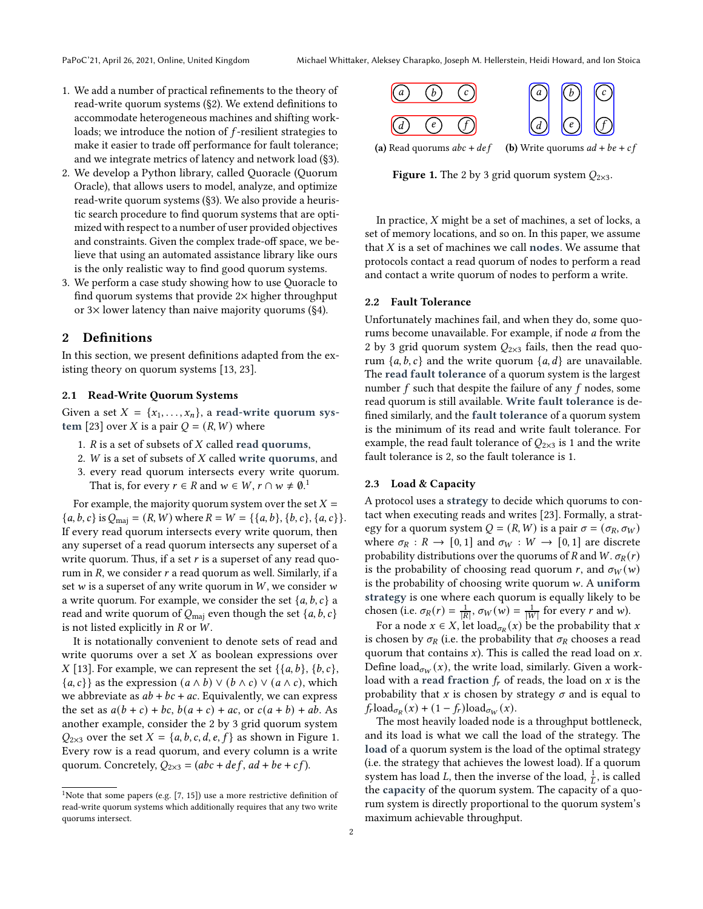1. We add a number of practical refinements to the theory of read-write quorum systems (§2). We extend definitions to accommodate heterogeneous machines and shifting workloads; we introduce the notion of $f$-resilient strategies to make it easier to trade off performance for fault tolerance; and we integrate metrics of latency and network load (§3).
2. We develop a Python library, called Quoracle (Quorum Oracle), that allows users to model, analyze, and optimize read-write quorum systems (§3). We also provide a heuristic search procedure to find quorum systems that are optimized with respect to a number of user provided objectives and constraints. Given the complex trade-off space, we believe that using an automated assistance library like ours is the only realistic way to find good quorum systems.
3. We perform a case study showing how to use Quoracle to find quorum systems that provide 2× higher throughput or 3× lower latency than naive majority quorums (§4).

## 2 Definitions

In this section, we present definitions adapted from the existing theory on quorum systems [13, 23].

### 2.1 Read-Write Quorum Systems

Given a set $X = \{x_1, \ldots, x_n\}$, a **read-write quorum system** [23] over $X$ is a pair $Q = (R, W)$ where

1. $R$ is a set of subsets of $X$ called **read quorums**,
2. $W$ is a set of subsets of $X$ called **write quorums**, and
3. every read quorum intersects every write quorum. That is, for every $r \in R$ and $w \in W$, $r \cap w \neq \emptyset$.[1]

For example, the majority quorum system over the set $X = \{a, b, c\}$ is $Q_{\text{maj}} = (R, W)$ where $R = W = \{\{a, b\}, \{b, c\}, \{a, c\}\}$. If every read quorum intersects every write quorum, then any superset of a read quorum intersects any superset of a write quorum. Thus, if a set $r$ is a superset of any read quorum in $R$, we consider $r$ a read quorum as well. Similarly, if a set $w$ is a superset of any write quorum in $W$, we consider $w$ a write quorum. For example, we consider the set $\{a, b, c\}$ a read and write quorum of $Q_{\text{maj}}$ even though the set $\{a, b, c\}$ is not listed explicitly in $R$ or $W$.

It is notationally convenient to denote sets of read and write quorums over a set $X$ as boolean expressions over $X$ [13]. For example, we can represent the set $\{\{a, b\}, \{b, c\}, \{a, c\}\}$ as the expression $(a \wedge b) \vee (b \wedge c) \vee (a \wedge c)$, which we abbreviate as $ab + bc + ac$. Equivalently, we can express the set as $a(b + c) + bc$, $b(a + c) + ac$, or $c(a + b) + ab$. As another example, consider the 2 by 3 grid quorum system $Q_{2\times3}$ over the set $X = \{a, b, c, d, e, f\}$ as shown in Figure 1. Every row is a read quorum, and every column is a write quorum. Concretely, $Q_{2\times3} = (abc + def, ad + be + cf)$.

[1] Note that some papers (e.g. [7, 15]) use a more restrictive definition of read-write quorum systems which additionally requires that any two write quorums intersect.

**(a)** Read quorums $abc + def$ **(b)** Write quorums $ad + be + cf$

**Figure 1.** The 2 by 3 grid quorum system $Q_{2\times3}$.

In practice, $X$ might be a set of machines, a set of locks, a set of memory locations, and so on. In this paper, we assume that $X$ is a set of machines we call **nodes**. We assume that protocols contact a read quorum of nodes to perform a read and contact a write quorum of nodes to perform a write.

### 2.2 Fault Tolerance

Unfortunately machines fail, and when they do, some quorums become unavailable. For example, if node $a$ from the 2 by 3 grid quorum system $Q_{2\times3}$ fails, then the read quorum $\{a, b, c\}$ and the write quorum $\{a, d\}$ are unavailable. The **read fault tolerance** of a quorum system is the largest number $f$ such that despite the failure of any $f$ nodes, some read quorum is still available. **Write fault tolerance** is defined similarly, and the **fault tolerance** of a quorum system is the minimum of its read and write fault tolerance. For example, the read fault tolerance of $Q_{2\times3}$ is 1 and the write fault tolerance is 2, so the fault tolerance is 1.

### 2.3 Load & Capacity

A protocol uses a **strategy** to decide which quorums to contact when executing reads and writes [23]. Formally, a strategy for a quorum system $Q = (R, W)$ is a pair $\sigma = (\sigma_R, \sigma_W)$ where $\sigma_R : R \to [0, 1]$ and $\sigma_W : W \to [0, 1]$ are discrete probability distributions over the quorums of $R$ and $W$. $\sigma_R(r)$ is the probability of choosing read quorum $r$, and $\sigma_W(w)$ is the probability of choosing write quorum $w$. A **uniform strategy** is one where each quorum is equally likely to be chosen (i.e. $\sigma_R(r) = \frac{1}{|R|}$, $\sigma_W(w) = \frac{1}{|W|}$ for every $r$ and $w$).

For a node $x \in X$, let $\text{load}_{\sigma_R}(x)$ be the probability that $x$ is chosen by $\sigma_R$ (i.e. the probability that $\sigma_R$ chooses a read quorum that contains $x$). This is called the read load on $x$. Define $\text{load}_{\sigma_W}(x)$, the write load, similarly. Given a workload with a **read fraction** $f_r$ of reads, the load on $x$ is the probability that $x$ is chosen by strategy $\sigma$ and is equal to $f_r \text{load}_{\sigma_R}(x) + (1 - f_r)\text{load}_{\sigma_W}(x)$.

The most heavily loaded node is a throughput bottleneck, and its load is what we call the load of the strategy. The **load** of a quorum system is the load of the optimal strategy (i.e. the strategy that achieves the lowest load). If a quorum system has load $L$, then the inverse of the load, $\frac{1}{L}$, is called the **capacity** of the quorum system. The capacity of a quorum system is directly proportional to the quorum system's maximum achievable throughput.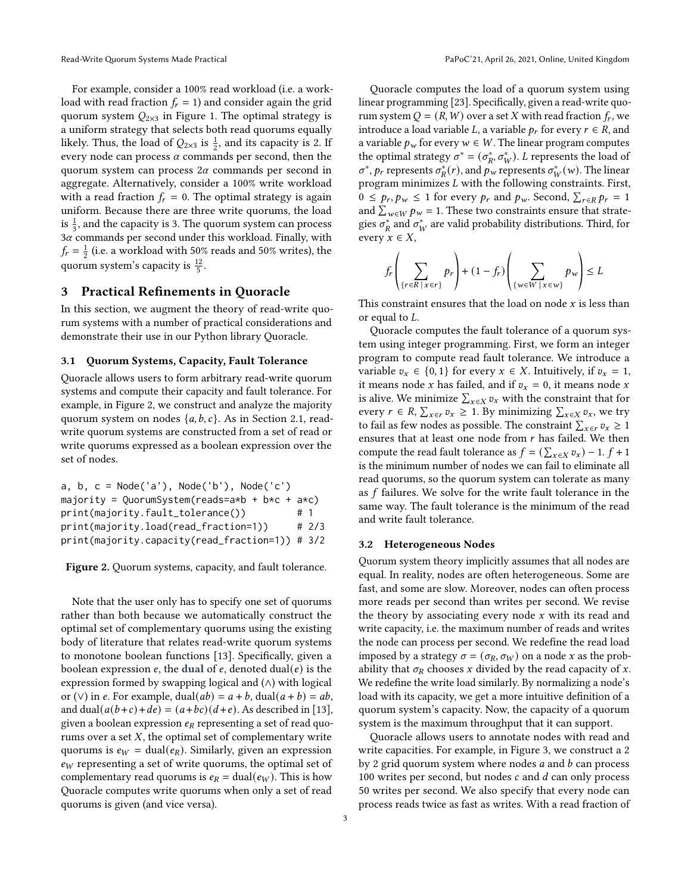For example, consider a 100% read workload (i.e. a workload with read fraction $f_r = 1$) and consider again the grid quorum system $Q_{2\times3}$ in Figure 1. The optimal strategy is a uniform strategy that selects both read quorums equally likely. Thus, the load of $Q_{2\times3}$ is $\frac{1}{2}$, and its capacity is 2. If every node can process $\alpha$ commands per second, then the quorum system can process $2\alpha$ commands per second in aggregate. Alternatively, consider a 100% write workload with a read fraction $f_r = 0$. The optimal strategy is again uniform. Because there are three write quorums, the load is $\frac{1}{3}$, and the capacity is 3. The quorum system can process $3\alpha$ commands per second under this workload. Finally, with $f_r = \frac{1}{2}$ (i.e. a workload with 50% reads and 50% writes), the quorum system's capacity is $\frac{12}{5}$.

## 3 Practical Refinements in Quoracle

In this section, we augment the theory of read-write quorum systems with a number of practical considerations and demonstrate their use in our Python library Quoracle.

### 3.1 Quorum Systems, Capacity, Fault Tolerance

Quoracle allows users to form arbitrary read-write quorum systems and compute their capacity and fault tolerance. For example, in Figure 2, we construct and analyze the majority quorum system on nodes $\{a, b, c\}$. As in Section 2.1, read-write quorum systems are constructed from a set of read or write quorums expressed as a boolean expression over the set of nodes.

```
a, b, c = Node('a'), Node('b'), Node('c')
majority = QuorumSystem(reads=a*b + b*c + a*c)
print(majority.fault_tolerance())          # 1
print(majority.load(read_fraction=1))      # 2/3
print(majority.capacity(read_fraction=1)) # 3/2
```

**Figure 2.** Quorum systems, capacity, and fault tolerance.

Note that the user only has to specify one set of quorums rather than both because we automatically construct the optimal set of complementary quorums using the existing body of literature that relates read-write quorum systems to monotone boolean functions [13]. Specifically, given a boolean expression $e$, the **dual** of $e$, denoted dual($e$) is the expression formed by swapping logical and ($\wedge$) with logical or ($\vee$) in $e$. For example, $\text{dual}(ab) = a + b$, $\text{dual}(a + b) = ab$, and $\text{dual}(a(b+c)+de) = (a+bc)(d+e)$. As described in [13], given a boolean expression $e_R$ representing a set of read quorums over a set $X$, the optimal set of complementary write quorums is $e_W = \text{dual}(e_R)$. Similarly, given an expression $e_W$ representing a set of write quorums, the optimal set of complementary read quorums is $e_R = \text{dual}(e_W)$. This is how Quoracle computes write quorums when only a set of read quorums is given (and vice versa).

Quoracle computes the load of a quorum system using linear programming [23]. Specifically, given a read-write quorum system $Q = (R, W)$ over a set $X$ with read fraction $f_r$, we introduce a load variable $L$, a variable $p_r$ for every $r \in R$, and a variable $p_w$ for every $w \in W$. The linear program computes the optimal strategy $\sigma^* = (\sigma_R^*, \sigma_W^*)$. $L$ represents the load of $\sigma^*$, $p_r$ represents $\sigma_R^*(r)$, and $p_w$ represents $\sigma_W^*(w)$. The linear program minimizes $L$ with the following constraints. First, $0 \le p_r, p_w \le 1$ for every $p_r$ and $p_w$. Second, $\sum_{r \in R} p_r = 1$ and $\sum_{w \in W} p_w = 1$. These two constraints ensure that strategies $\sigma_R^*$ and $\sigma_W^*$ are valid probability distributions. Third, for every $x \in X$,

$$f_r \left( \sum_{\{r \in R \mid x \in r\}} p_r \right) + (1 - f_r) \left( \sum_{\{w \in W \mid x \in w\}} p_w \right) \le L$$

This constraint ensures that the load on node $x$ is less than or equal to $L$.

Quoracle computes the fault tolerance of a quorum system using integer programming. First, we form an integer program to compute read fault tolerance. We introduce a variable $v_x \in \{0, 1\}$ for every $x \in X$. Intuitively, if $v_x = 1$, it means node $x$ has failed, and if $v_x = 0$, it means node $x$ is alive. We minimize $\sum_{x \in X} v_x$ with the constraint that for every $r \in R$, $\sum_{x \in r} v_x \ge 1$. By minimizing $\sum_{x \in X} v_x$, we try to fail as few nodes as possible. The constraint $\sum_{x \in r} v_x \ge 1$ ensures that at least one node from $r$ has failed. We then compute the read fault tolerance as $f = (\sum_{x \in X} v_x) - 1$. $f + 1$ is the minimum number of nodes we can fail to eliminate all read quorums, so the quorum system can tolerate as many as $f$ failures. We solve for the write fault tolerance in the same way. The fault tolerance is the minimum of the read and write fault tolerance.

### 3.2 Heterogeneous Nodes

Quorum system theory implicitly assumes that all nodes are equal. In reality, nodes are often heterogeneous. Some are fast, and some are slow. Moreover, nodes can often process more reads per second than writes per second. We revise the theory by associating every node $x$ with its read and write capacity, i.e. the maximum number of reads and writes the node can process per second. We redefine the read load imposed by a strategy $\sigma = (\sigma_R, \sigma_W)$ on a node $x$ as the probability that $\sigma_R$ chooses $x$ divided by the read capacity of $x$. We redefine the write load similarly. By normalizing a node's load with its capacity, we get a more intuitive definition of a quorum system's capacity. Now, the capacity of a quorum system is the maximum throughput that it can support.

Quoracle allows users to annotate nodes with read and write capacities. For example, in Figure 3, we construct a 2 by 2 grid quorum system where nodes $a$ and $b$ can process 100 writes per second, but nodes $c$ and $d$ can only process 50 writes per second. We also specify that every node can process reads twice as fast as writes. With a read fraction of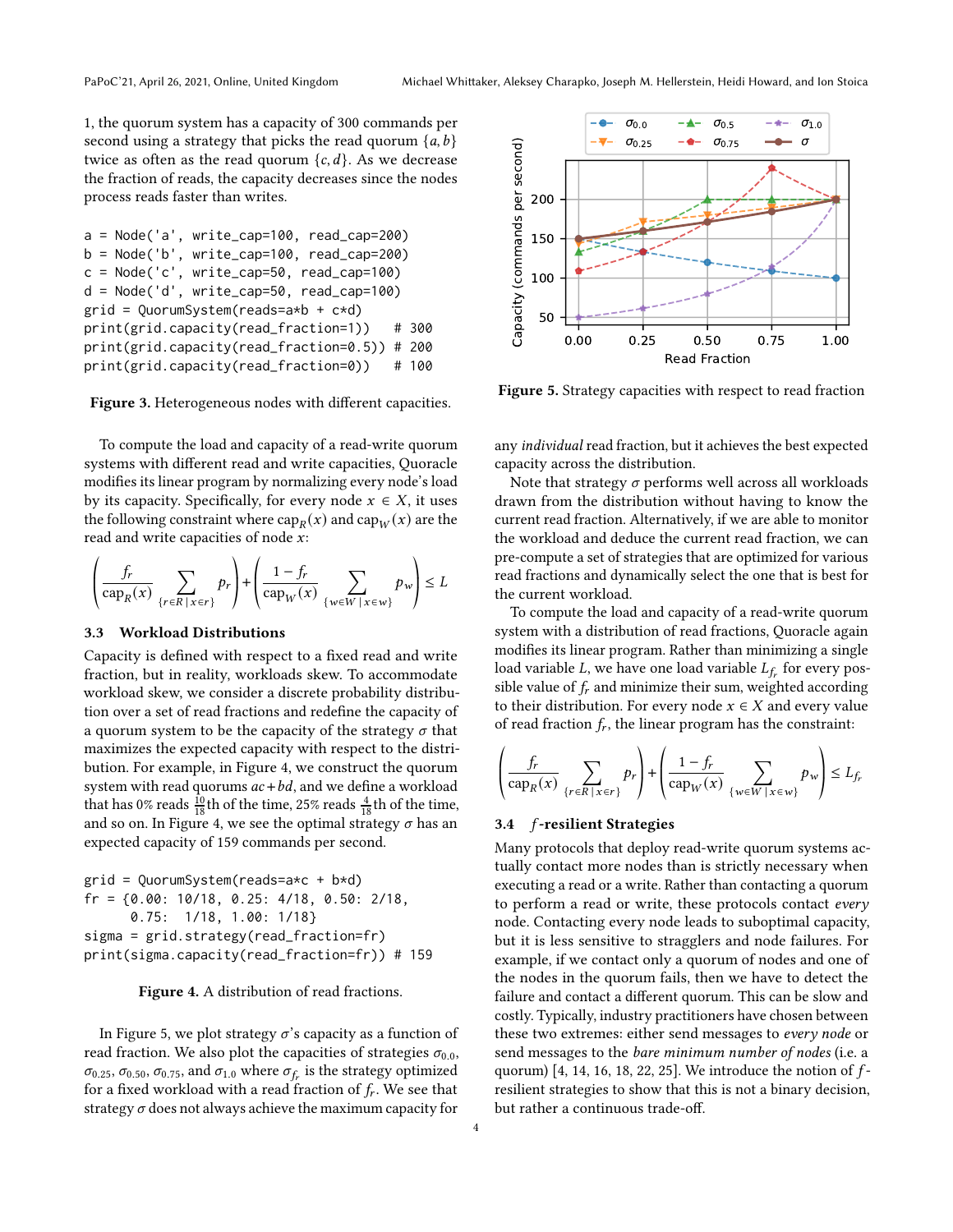1, the quorum system has a capacity of 300 commands per second using a strategy that picks the read quorum $\{a, b\}$ twice as often as the read quorum $\{c, d\}$. As we decrease the fraction of reads, the capacity decreases since the nodes process reads faster than writes.

```
a = Node('a', write_cap=100, read_cap=200)
b = Node('b', write_cap=100, read_cap=200)
c = Node('c', write_cap=50, read_cap=100)
d = Node('d', write_cap=50, read_cap=100)
grid = QuorumSystem(reads=a*b + c*d)
print(grid.capacity(read_fraction=1))   # 300
print(grid.capacity(read_fraction=0.5)) # 200
print(grid.capacity(read_fraction=0))   # 100
```

**Figure 3.** Heterogeneous nodes with different capacities.

To compute the load and capacity of a read-write quorum systems with different read and write capacities, Quoracle modifies its linear program by normalizing every node's load by its capacity. Specifically, for every node $x \in X$, it uses the following constraint where $\text{cap}_R(x)$ and $\text{cap}_W(x)$ are the read and write capacities of node $x$:

$$\left(\frac{f_r}{\text{cap}_R(x)} \sum_{\{r \in R \mid x \in r\}} p_r\right) + \left(\frac{1 - f_r}{\text{cap}_W(x)} \sum_{\{w \in W \mid x \in w\}} p_w\right) \leq L$$

### 3.3 Workload Distributions

Capacity is defined with respect to a fixed read and write fraction, but in reality, workloads skew. To accommodate workload skew, we consider a discrete probability distribution over a set of read fractions and redefine the capacity of a quorum system to be the capacity of the strategy $\sigma$ that maximizes the expected capacity with respect to the distribution. For example, in Figure 4, we construct the quorum system with read quorums $ac + bd$, and we define a workload that has 0% reads $\frac{10}{18}$th of the time, 25% reads $\frac{4}{18}$th of the time, and so on. In Figure 4, we see the optimal strategy $\sigma$ has an expected capacity of 159 commands per second.

```
grid = QuorumSystem(reads=a*c + b*d)
fr = {0.00: 10/18, 0.25: 4/18, 0.50: 2/18,
      0.75:  1/18, 1.00: 1/18}
sigma = grid.strategy(read_fraction=fr)
print(sigma.capacity(read_fraction=fr)) # 159
```

**Figure 4.** A distribution of read fractions.

In Figure 5, we plot strategy $\sigma$'s capacity as a function of read fraction. We also plot the capacities of strategies $\sigma_{0.0}$, $\sigma_{0.25}$, $\sigma_{0.50}$, $\sigma_{0.75}$, and $\sigma_{1.0}$ where $\sigma_{f_r}$ is the strategy optimized for a fixed workload with a read fraction of $f_r$. We see that strategy $\sigma$ does not always achieve the maximum capacity for any *individual* read fraction, but it achieves the best expected capacity across the distribution.

**Figure 5.** Strategy capacities with respect to read fraction

Note that strategy $\sigma$ performs well across all workloads drawn from the distribution without having to know the current read fraction. Alternatively, if we are able to monitor the workload and deduce the current read fraction, we can pre-compute a set of strategies that are optimized for various read fractions and dynamically select the one that is best for the current workload.

To compute the load and capacity of a read-write quorum system with a distribution of read fractions, Quoracle again modifies its linear program. Rather than minimizing a single load variable $L$, we have one load variable $L_{f_r}$ for every possible value of $f_r$ and minimize their sum, weighted according to their distribution. For every node $x \in X$ and every value of read fraction $f_r$, the linear program has the constraint:

$$\left(\frac{f_r}{\text{cap}_R(x)} \sum_{\{r \in R \mid x \in r\}} p_r\right) + \left(\frac{1 - f_r}{\text{cap}_W(x)} \sum_{\{w \in W \mid x \in w\}} p_w\right) \leq L_{f_r}$$

### 3.4 $f$-resilient Strategies

Many protocols that deploy read-write quorum systems actually contact more nodes than is strictly necessary when executing a read or a write. Rather than contacting a quorum to perform a read or write, these protocols contact *every* node. Contacting every node leads to suboptimal capacity, but it is less sensitive to stragglers and node failures. For example, if we contact only a quorum of nodes and one of the nodes in the quorum fails, then we have to detect the failure and contact a different quorum. This can be slow and costly. Typically, industry practitioners have chosen between these two extremes: either send messages to *every node* or send messages to the *bare minimum number of nodes* (i.e. a quorum) [4, 14, 16, 18, 22, 25]. We introduce the notion of $f$-resilient strategies to show that this is not a binary decision, but rather a continuous trade-off.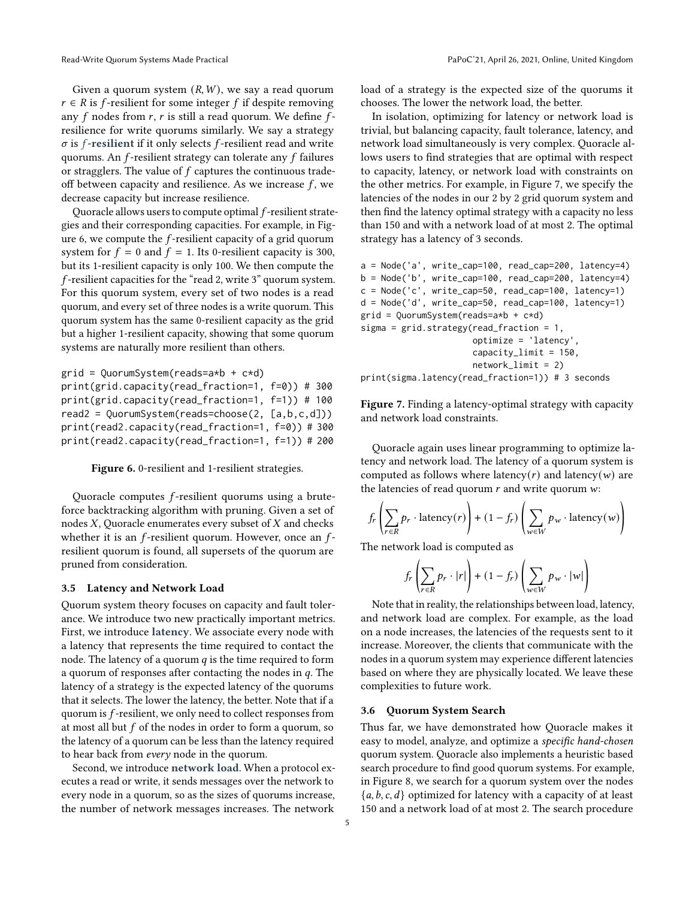Given a quorum system $(R, W)$, we say a read quorum $r \in R$ is $f$-resilient for some integer $f$ if despite removing any $f$ nodes from $r$, $r$ is still a read quorum. We define $f$-resilience for write quorums similarly. We say a strategy $\sigma$ is **$f$-resilient** if it only selects $f$-resilient read and write quorums. An $f$-resilient strategy can tolerate any $f$ failures or stragglers. The value of $f$ captures the continuous trade-off between capacity and resilience. As we increase $f$, we decrease capacity but increase resilience.

Quoracle allows users to compute optimal $f$-resilient strategies and their corresponding capacities. For example, in Figure 6, we compute the $f$-resilient capacity of a grid quorum system for $f = 0$ and $f = 1$. Its 0-resilient capacity is 300, but its 1-resilient capacity is only 100. We then compute the $f$-resilient capacities for the "read 2, write 3" quorum system. For this quorum system, every set of two nodes is a read quorum, and every set of three nodes is a write quorum. This quorum system has the same 0-resilient capacity as the grid but a higher 1-resilient capacity, showing that some quorum systems are naturally more resilient than others.

```
grid = QuorumSystem(reads=a*b + c*d)
print(grid.capacity(read_fraction=1, f=0)) # 300
print(grid.capacity(read_fraction=1, f=1)) # 100
read2 = QuorumSystem(reads=choose(2, [a,b,c,d]))
print(read2.capacity(read_fraction=1, f=0)) # 300
print(read2.capacity(read_fraction=1, f=1)) # 200
```

**Figure 6.** 0-resilient and 1-resilient strategies.

Quoracle computes $f$-resilient quorums using a brute-force backtracking algorithm with pruning. Given a set of nodes $X$, Quoracle enumerates every subset of $X$ and checks whether it is an $f$-resilient quorum. However, once an $f$-resilient quorum is found, all supersets of the quorum are pruned from consideration.

### 3.5 Latency and Network Load

Quorum system theory focuses on capacity and fault tolerance. We introduce two new practically important metrics. First, we introduce **latency**. We associate every node with a latency that represents the time required to contact the node. The latency of a quorum $q$ is the time required to form a quorum of responses after contacting the nodes in $q$. The latency of a strategy is the expected latency of the quorums that it selects. The lower the latency, the better. Note that if a quorum is $f$-resilient, we only need to collect responses from at most all but $f$ of the nodes in order to form a quorum, so the latency of a quorum can be less than the latency required to hear back from *every* node in the quorum.

Second, we introduce **network load**. When a protocol executes a read or write, it sends messages over the network to every node in a quorum, so as the sizes of quorums increase, the number of network messages increases. The network load of a strategy is the expected size of the quorums it chooses. The lower the network load, the better.

In isolation, optimizing for latency or network load is trivial, but balancing capacity, fault tolerance, latency, and network load simultaneously is very complex. Quoracle allows users to find strategies that are optimal with respect to capacity, latency, or network load with constraints on the other metrics. For example, in Figure 7, we specify the latencies of the nodes in our 2 by 2 grid quorum system and then find the latency optimal strategy with a capacity no less than 150 and with a network load of at most 2. The optimal strategy has a latency of 3 seconds.

```
a = Node('a', write_cap=100, read_cap=200, latency=4)
b = Node('b', write_cap=100, read_cap=200, latency=4)
c = Node('c', write_cap=50, read_cap=100, latency=1)
d = Node('d', write_cap=50, read_cap=100, latency=1)
grid = QuorumSystem(reads=a*b + c*d)
sigma = grid.strategy(read_fraction = 1,
                      optimize = 'latency',
                      capacity_limit = 150,
                      network_limit = 2)
print(sigma.latency(read_fraction=1)) # 3 seconds
```

**Figure 7.** Finding a latency-optimal strategy with capacity and network load constraints.

Quoracle again uses linear programming to optimize latency and network load. The latency of a quorum system is computed as follows where latency$(r)$ and latency$(w)$ are the latencies of read quorum $r$ and write quorum $w$:

$$f_r \left( \sum_{r \in R} p_r \cdot \text{latency}(r) \right) + (1 - f_r) \left( \sum_{w \in W} p_w \cdot \text{latency}(w) \right)$$

The network load is computed as

$$f_r \left( \sum_{r \in R} p_r \cdot |r| \right) + (1 - f_r) \left( \sum_{w \in W} p_w \cdot |w| \right)$$

Note that in reality, the relationships between load, latency, and network load are complex. For example, as the load on a node increases, the latencies of the requests sent to it increase. Moreover, the clients that communicate with the nodes in a quorum system may experience different latencies based on where they are physically located. We leave these complexities to future work.

### 3.6 Quorum System Search

Thus far, we have demonstrated how Quoracle makes it easy to model, analyze, and optimize a *specific hand-chosen* quorum system. Quoracle also implements a heuristic based search procedure to find good quorum systems. For example, in Figure 8, we search for a quorum system over the nodes $\{a, b, c, d\}$ optimized for latency with a capacity of at least 150 and a network load of at most 2. The search procedure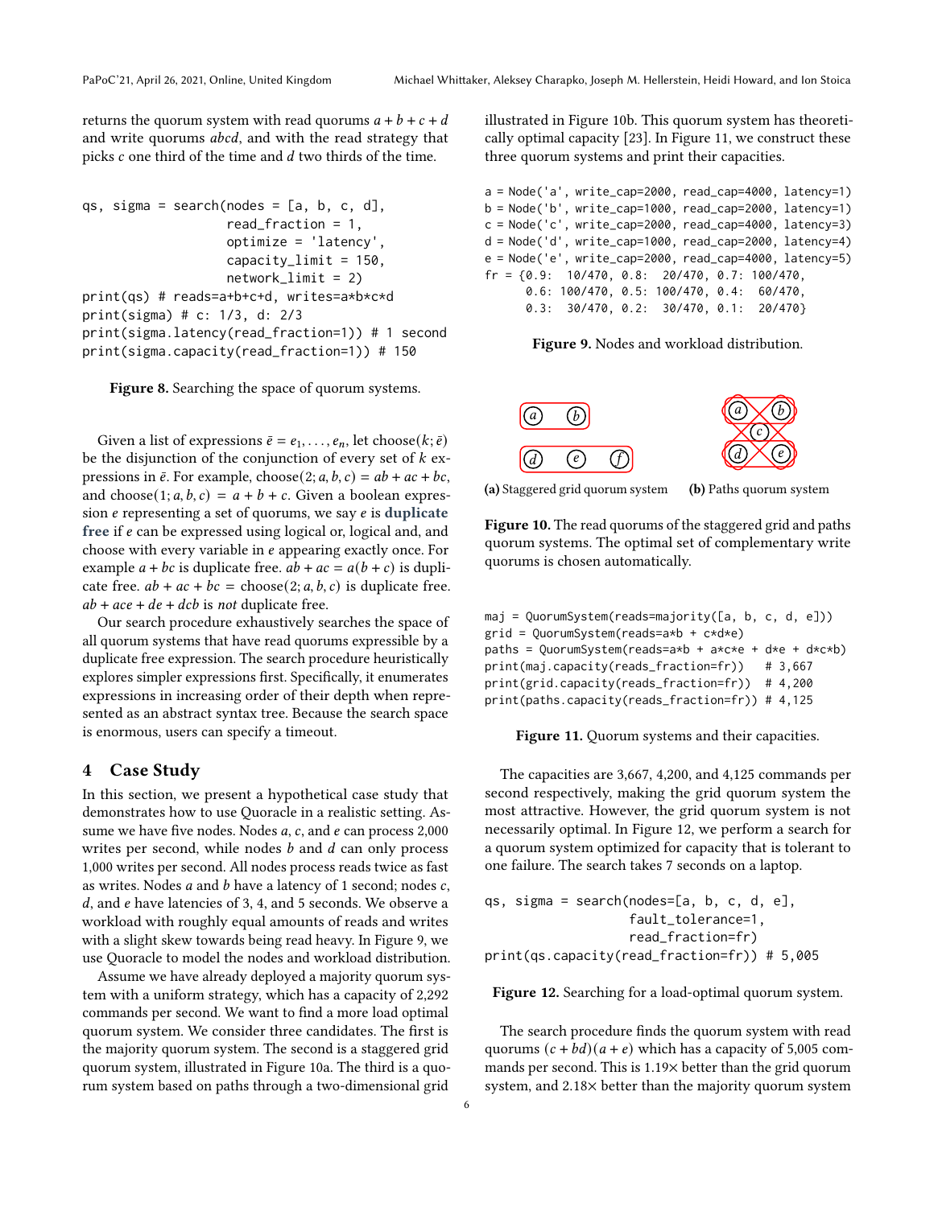returns the quorum system with read quorums $a + b + c + d$ and write quorums $abcd$, and with the read strategy that picks $c$ one third of the time and $d$ two thirds of the time.

```
qs, sigma = search(nodes = [a, b, c, d],
                   read_fraction = 1,
                   optimize = 'latency',
                   capacity_limit = 150,
                   network_limit = 2)
print(qs) # reads=a+b+c+d, writes=a*b*c*d
print(sigma) # c: 1/3, d: 2/3
print(sigma.latency(read_fraction=1)) # 1 second
print(sigma.capacity(read_fraction=1)) # 150
```

**Figure 8.** Searching the space of quorum systems.

Given a list of expressions $\bar{e} = e_1, \ldots, e_n$, let choose$(k; \bar{e})$ be the disjunction of the conjunction of every set of $k$ expressions in $\bar{e}$. For example, choose$(2; a, b, c) = ab + ac + bc$, and choose$(1; a, b, c) = a + b + c$. Given a boolean expression $e$ representing a set of quorums, we say $e$ is **duplicate free** if $e$ can be expressed using logical or, logical and, and choose with every variable in $e$ appearing exactly once. For example $a + bc$ is duplicate free. $ab + ac = a(b + c)$ is duplicate free. $ab + ac + bc =$ choose$(2; a, b, c)$ is duplicate free. $ab + ace + de + dcb$ is *not* duplicate free.

Our search procedure exhaustively searches the space of all quorum systems that have read quorums expressible by a duplicate free expression. The search procedure heuristically explores simpler expressions first. Specifically, it enumerates expressions in increasing order of their depth when represented as an abstract syntax tree. Because the search space is enormous, users can specify a timeout.

## 4 Case Study

In this section, we present a hypothetical case study that demonstrates how to use Quoracle in a realistic setting. Assume we have five nodes. Nodes $a$, $c$, and $e$ can process 2,000 writes per second, while nodes $b$ and $d$ can only process 1,000 writes per second. All nodes process reads twice as fast as writes. Nodes $a$ and $b$ have a latency of 1 second; nodes $c$, $d$, and $e$ have latencies of 3, 4, and 5 seconds. We observe a workload with roughly equal amounts of reads and writes with a slight skew towards being read heavy. In Figure 9, we use Quoracle to model the nodes and workload distribution.

Assume we have already deployed a majority quorum system with a uniform strategy, which has a capacity of 2,292 commands per second. We want to find a more load optimal quorum system. We consider three candidates. The first is the majority quorum system. The second is a staggered grid quorum system, illustrated in Figure 10a. The third is a quorum system based on paths through a two-dimensional grid illustrated in Figure 10b. This quorum system has theoretically optimal capacity [23]. In Figure 11, we construct these three quorum systems and print their capacities.

```
a = Node('a', write_cap=2000, read_cap=4000, latency=1)
b = Node('b', write_cap=1000, read_cap=2000, latency=1)
c = Node('c', write_cap=2000, read_cap=4000, latency=3)
d = Node('d', write_cap=1000, read_cap=2000, latency=4)
e = Node('e', write_cap=2000, read_cap=4000, latency=5)
fr = {0.9:  10/470, 0.8:  20/470, 0.7: 100/470,
      0.6: 100/470, 0.5: 100/470, 0.4:  60/470,
      0.3:  30/470, 0.2:  30/470, 0.1:  20/470}
```

**Figure 9.** Nodes and workload distribution.

(a) Staggered grid quorum system　(b) Paths quorum system

**Figure 10.** The read quorums of the staggered grid and paths quorum systems. The optimal set of complementary write quorums is chosen automatically.

```
maj = QuorumSystem(reads=majority([a, b, c, d, e]))
grid = QuorumSystem(reads=a*b + c*d*e)
paths = QuorumSystem(reads=a*b + a*c*e + d*e + d*c*b)
print(maj.capacity(reads_fraction=fr))   # 3,667
print(grid.capacity(reads_fraction=fr))  # 4,200
print(paths.capacity(reads_fraction=fr)) # 4,125
```

**Figure 11.** Quorum systems and their capacities.

The capacities are 3,667, 4,200, and 4,125 commands per second respectively, making the grid quorum system the most attractive. However, the grid quorum system is not necessarily optimal. In Figure 12, we perform a search for a quorum system optimized for capacity that is tolerant to one failure. The search takes 7 seconds on a laptop.

```
qs, sigma = search(nodes=[a, b, c, d, e],
                   fault_tolerance=1,
                   read_fraction=fr)
print(qs.capacity(read_fraction=fr)) # 5,005
```

**Figure 12.** Searching for a load-optimal quorum system.

The search procedure finds the quorum system with read quorums $(c + bd)(a + e)$ which has a capacity of 5,005 commands per second. This is 1.19× better than the grid quorum system, and 2.18× better than the majority quorum system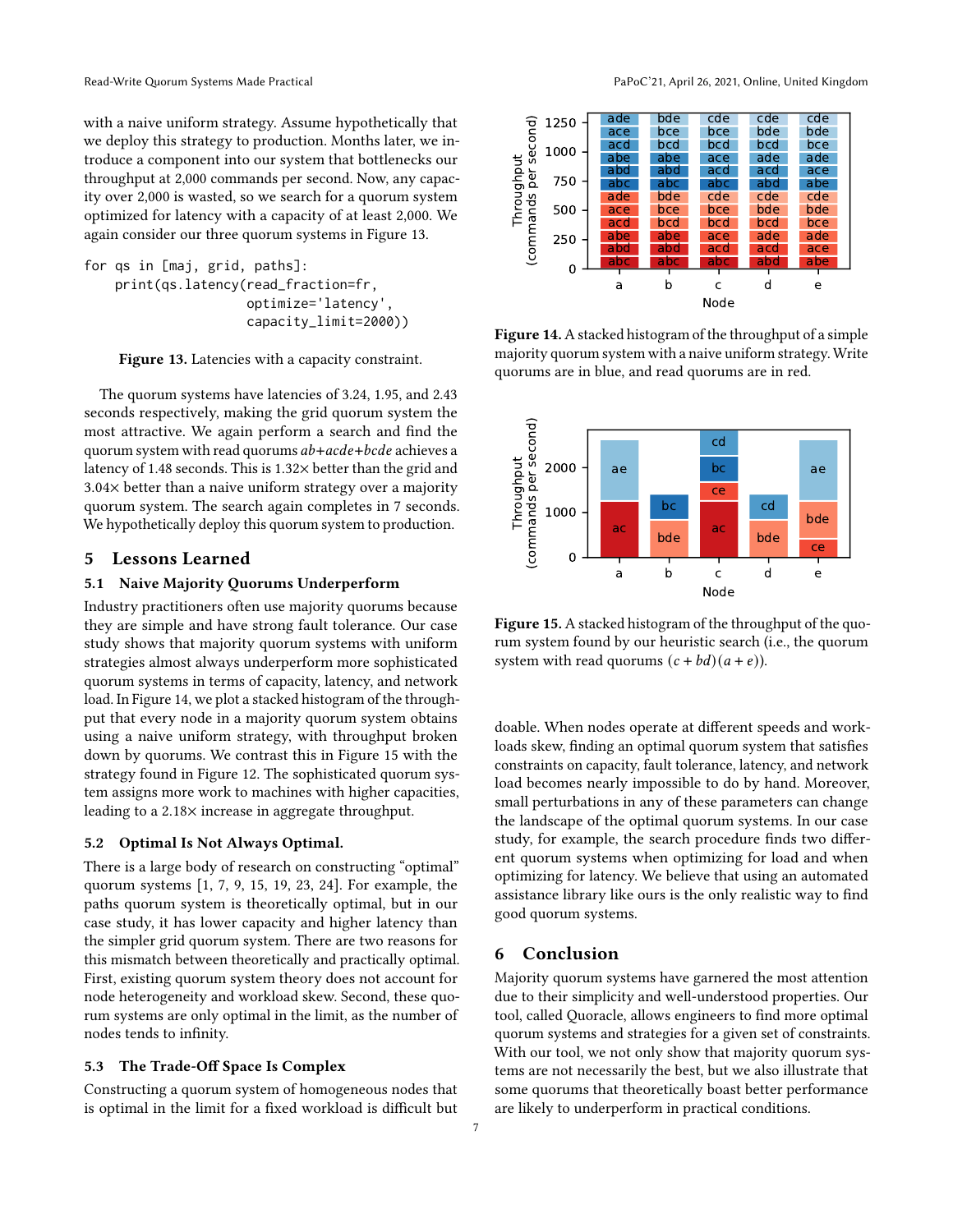with a naive uniform strategy. Assume hypothetically that we deploy this strategy to production. Months later, we introduce a component into our system that bottlenecks our throughput at 2,000 commands per second. Now, any capacity over 2,000 is wasted, so we search for a quorum system optimized for latency with a capacity of at least 2,000. We again consider our three quorum systems in Figure 13.

```
for qs in [maj, grid, paths]:
    print(qs.latency(read_fraction=fr,
                     optimize='latency',
                     capacity_limit=2000))
```

**Figure 13.** Latencies with a capacity constraint.

The quorum systems have latencies of 3.24, 1.95, and 2.43 seconds respectively, making the grid quorum system the most attractive. We again perform a search and find the quorum system with read quorums $ab+acde+bcde$ achieves a latency of 1.48 seconds. This is 1.32× better than the grid and 3.04× better than a naive uniform strategy over a majority quorum system. The search again completes in 7 seconds. We hypothetically deploy this quorum system to production.

## 5 Lessons Learned

### 5.1 Naive Majority Quorums Underperform

Industry practitioners often use majority quorums because they are simple and have strong fault tolerance. Our case study shows that majority quorum systems with uniform strategies almost always underperform more sophisticated quorum systems in terms of capacity, latency, and network load. In Figure 14, we plot a stacked histogram of the throughput that every node in a majority quorum system obtains using a naive uniform strategy, with throughput broken down by quorums. We contrast this in Figure 15 with the strategy found in Figure 12. The sophisticated quorum system assigns more work to machines with higher capacities, leading to a 2.18× increase in aggregate throughput.

### 5.2 Optimal Is Not Always Optimal.

There is a large body of research on constructing "optimal" quorum systems [1, 7, 9, 15, 19, 23, 24]. For example, the paths quorum system is theoretically optimal, but in our case study, it has lower capacity and higher latency than the simpler grid quorum system. There are two reasons for this mismatch between theoretically and practically optimal. First, existing quorum system theory does not account for node heterogeneity and workload skew. Second, these quorum systems are only optimal in the limit, as the number of nodes tends to infinity.

### 5.3 The Trade-Off Space Is Complex

Constructing a quorum system of homogeneous nodes that is optimal in the limit for a fixed workload is difficult but doable. When nodes operate at different speeds and workloads skew, finding an optimal quorum system that satisfies constraints on capacity, fault tolerance, latency, and network load becomes nearly impossible to do by hand. Moreover, small perturbations in any of these parameters can change the landscape of the optimal quorum systems. In our case study, for example, the search procedure finds two different quorum systems when optimizing for load and when optimizing for latency. We believe that using an automated assistance library like ours is the only realistic way to find good quorum systems.

**Figure 14.** A stacked histogram of the throughput of a simple majority quorum system with a naive uniform strategy. Write quorums are in blue, and read quorums are in red.

**Figure 15.** A stacked histogram of the throughput of the quorum system found by our heuristic search (i.e., the quorum system with read quorums $(c + bd)(a + e)$).

## 6 Conclusion

Majority quorum systems have garnered the most attention due to their simplicity and well-understood properties. Our tool, called Quoracle, allows engineers to find more optimal quorum systems and strategies for a given set of constraints. With our tool, we not only show that majority quorum systems are not necessarily the best, but we also illustrate that some quorums that theoretically boast better performance are likely to underperform in practical conditions.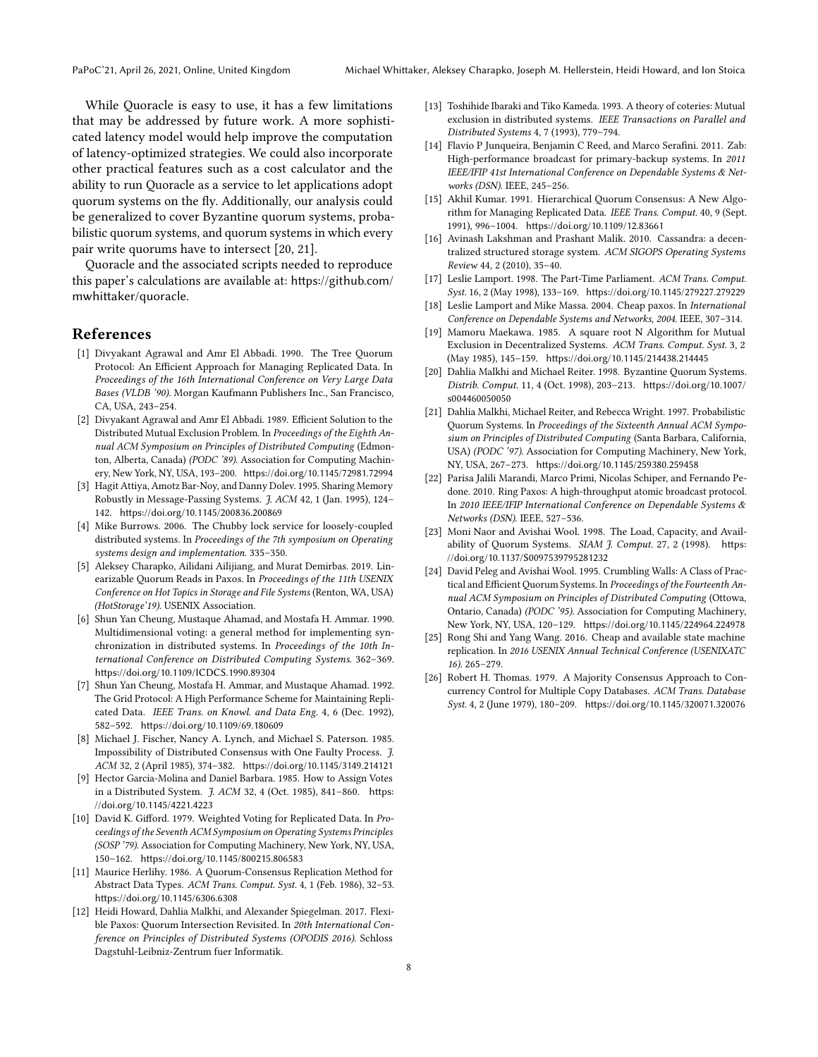While Quoracle is easy to use, it has a few limitations that may be addressed by future work. A more sophisticated latency model would help improve the computation of latency-optimized strategies. We could also incorporate other practical features such as a cost calculator and the ability to run Quoracle as a service to let applications adopt quorum systems on the fly. Additionally, our analysis could be generalized to cover Byzantine quorum systems, probabilistic quorum systems, and quorum systems in which every pair write quorums have to intersect [20, 21].

Quoracle and the associated scripts needed to reproduce this paper's calculations are available at: https://github.com/mwhittaker/quoracle.

## References

- [1] Divyakant Agrawal and Amr El Abbadi. 1990. The Tree Quorum Protocol: An Efficient Approach for Managing Replicated Data. In *Proceedings of the 16th International Conference on Very Large Data Bases (VLDB '90)*. Morgan Kaufmann Publishers Inc., San Francisco, CA, USA, 243–254.
- [2] Divyakant Agrawal and Amr El Abbadi. 1989. Efficient Solution to the Distributed Mutual Exclusion Problem. In *Proceedings of the Eighth Annual ACM Symposium on Principles of Distributed Computing* (Edmonton, Alberta, Canada) *(PODC '89)*. Association for Computing Machinery, New York, NY, USA, 193–200. https://doi.org/10.1145/72981.72994
- [3] Hagit Attiya, Amotz Bar-Noy, and Danny Dolev. 1995. Sharing Memory Robustly in Message-Passing Systems. *J. ACM* 42, 1 (Jan. 1995), 124–142. https://doi.org/10.1145/200836.200869
- [4] Mike Burrows. 2006. The Chubby lock service for loosely-coupled distributed systems. In *Proceedings of the 7th symposium on Operating systems design and implementation*. 335–350.
- [5] Aleksey Charapko, Ailidani Ailijiang, and Murat Demirbas. 2019. Linearizable Quorum Reads in Paxos. In *Proceedings of the 11th USENIX Conference on Hot Topics in Storage and File Systems* (Renton, WA, USA) *(HotStorage'19)*. USENIX Association.
- [6] Shun Yan Cheung, Mustaque Ahamad, and Mostafa H. Ammar. 1990. Multidimensional voting: a general method for implementing synchronization in distributed systems. In *Proceedings of the 10th International Conference on Distributed Computing Systems*. 362–369. https://doi.org/10.1109/ICDCS.1990.89304
- [7] Shun Yan Cheung, Mostafa H. Ammar, and Mustaque Ahamad. 1992. The Grid Protocol: A High Performance Scheme for Maintaining Replicated Data. *IEEE Trans. on Knowl. and Data Eng.* 4, 6 (Dec. 1992), 582–592. https://doi.org/10.1109/69.180609
- [8] Michael J. Fischer, Nancy A. Lynch, and Michael S. Paterson. 1985. Impossibility of Distributed Consensus with One Faulty Process. *J. ACM* 32, 2 (April 1985), 374–382. https://doi.org/10.1145/3149.214121
- [9] Hector Garcia-Molina and Daniel Barbara. 1985. How to Assign Votes in a Distributed System. *J. ACM* 32, 4 (Oct. 1985), 841–860. https://doi.org/10.1145/4221.4223
- [10] David K. Gifford. 1979. Weighted Voting for Replicated Data. In *Proceedings of the Seventh ACM Symposium on Operating Systems Principles (SOSP '79)*. Association for Computing Machinery, New York, NY, USA, 150–162. https://doi.org/10.1145/800215.806583
- [11] Maurice Herlihy. 1986. A Quorum-Consensus Replication Method for Abstract Data Types. *ACM Trans. Comput. Syst.* 4, 1 (Feb. 1986), 32–53. https://doi.org/10.1145/6306.6308
- [12] Heidi Howard, Dahlia Malkhi, and Alexander Spiegelman. 2017. Flexible Paxos: Quorum Intersection Revisited. In *20th International Conference on Principles of Distributed Systems (OPODIS 2016)*. Schloss Dagstuhl-Leibniz-Zentrum fuer Informatik.
- [13] Toshihide Ibaraki and Tiko Kameda. 1993. A theory of coteries: Mutual exclusion in distributed systems. *IEEE Transactions on Parallel and Distributed Systems* 4, 7 (1993), 779–794.
- [14] Flavio P Junqueira, Benjamin C Reed, and Marco Serafini. 2011. Zab: High-performance broadcast for primary-backup systems. In *2011 IEEE/IFIP 41st International Conference on Dependable Systems & Networks (DSN)*. IEEE, 245–256.
- [15] Akhil Kumar. 1991. Hierarchical Quorum Consensus: A New Algorithm for Managing Replicated Data. *IEEE Trans. Comput.* 40, 9 (Sept. 1991), 996–1004. https://doi.org/10.1109/12.83661
- [16] Avinash Lakshman and Prashant Malik. 2010. Cassandra: a decentralized structured storage system. *ACM SIGOPS Operating Systems Review* 44, 2 (2010), 35–40.
- [17] Leslie Lamport. 1998. The Part-Time Parliament. *ACM Trans. Comput. Syst.* 16, 2 (May 1998), 133–169. https://doi.org/10.1145/279227.279229
- [18] Leslie Lamport and Mike Massa. 2004. Cheap paxos. In *International Conference on Dependable Systems and Networks, 2004*. IEEE, 307–314.
- [19] Mamoru Maekawa. 1985. A square root N Algorithm for Mutual Exclusion in Decentralized Systems. *ACM Trans. Comput. Syst.* 3, 2 (May 1985), 145–159. https://doi.org/10.1145/214438.214445
- [20] Dahlia Malkhi and Michael Reiter. 1998. Byzantine Quorum Systems. *Distrib. Comput.* 11, 4 (Oct. 1998), 203–213. https://doi.org/10.1007/s004460050050
- [21] Dahlia Malkhi, Michael Reiter, and Rebecca Wright. 1997. Probabilistic Quorum Systems. In *Proceedings of the Sixteenth Annual ACM Symposium on Principles of Distributed Computing* (Santa Barbara, California, USA) *(PODC '97)*. Association for Computing Machinery, New York, NY, USA, 267–273. https://doi.org/10.1145/259380.259458
- [22] Parisa Jalili Marandi, Marco Primi, Nicolas Schiper, and Fernando Pedone. 2010. Ring Paxos: A high-throughput atomic broadcast protocol. In *2010 IEEE/IFIP International Conference on Dependable Systems & Networks (DSN)*. IEEE, 527–536.
- [23] Moni Naor and Avishai Wool. 1998. The Load, Capacity, and Availability of Quorum Systems. *SIAM J. Comput.* 27, 2 (1998). https://doi.org/10.1137/S0097539795281232
- [24] David Peleg and Avishai Wool. 1995. Crumbling Walls: A Class of Practical and Efficient Quorum Systems. In *Proceedings of the Fourteenth Annual ACM Symposium on Principles of Distributed Computing* (Ottowa, Ontario, Canada) *(PODC '95)*. Association for Computing Machinery, New York, NY, USA, 120–129. https://doi.org/10.1145/224964.224978
- [25] Rong Shi and Yang Wang. 2016. Cheap and available state machine replication. In *2016 USENIX Annual Technical Conference (USENIXATC 16)*. 265–279.
- [26] Robert H. Thomas. 1979. A Majority Consensus Approach to Concurrency Control for Multiple Copy Databases. *ACM Trans. Database Syst.* 4, 2 (June 1979), 180–209. https://doi.org/10.1145/320071.320076